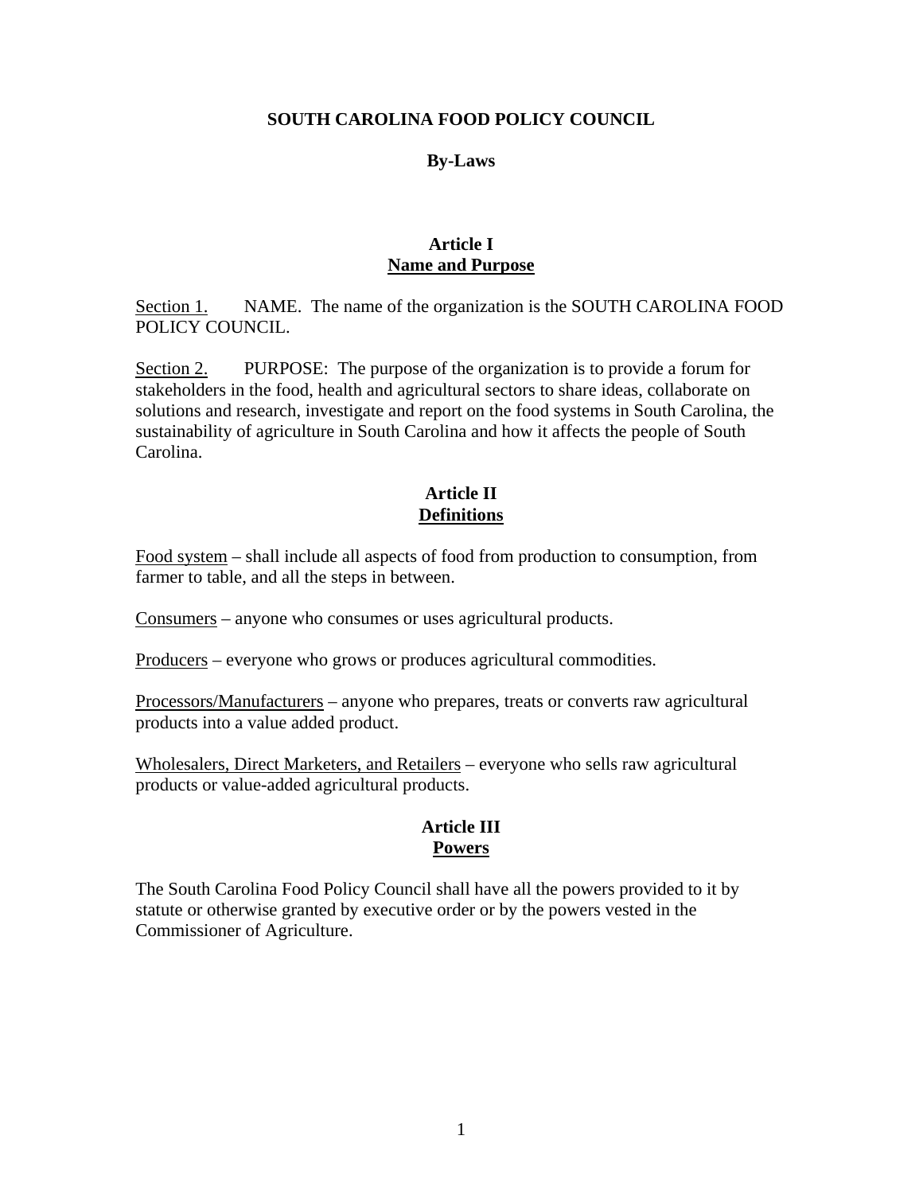# SOUTH CAROLINA FOOD POLICY COUNCIL

## By-Laws

### Article I
### Name and Purpose

Section 1. NAME. The name of the organization is the SOUTH CAROLINA FOOD POLICY COUNCIL.

Section 2. PURPOSE: The purpose of the organization is to provide a forum for stakeholders in the food, health and agricultural sectors to share ideas, collaborate on solutions and research, investigate and report on the food systems in South Carolina, the sustainability of agriculture in South Carolina and how it affects the people of South Carolina.

### Article II
### Definitions

Food system – shall include all aspects of food from production to consumption, from farmer to table, and all the steps in between.

Consumers – anyone who consumes or uses agricultural products.

Producers – everyone who grows or produces agricultural commodities.

Processors/Manufacturers – anyone who prepares, treats or converts raw agricultural products into a value added product.

Wholesalers, Direct Marketers, and Retailers – everyone who sells raw agricultural products or value-added agricultural products.

### Article III
### Powers

The South Carolina Food Policy Council shall have all the powers provided to it by statute or otherwise granted by executive order or by the powers vested in the Commissioner of Agriculture.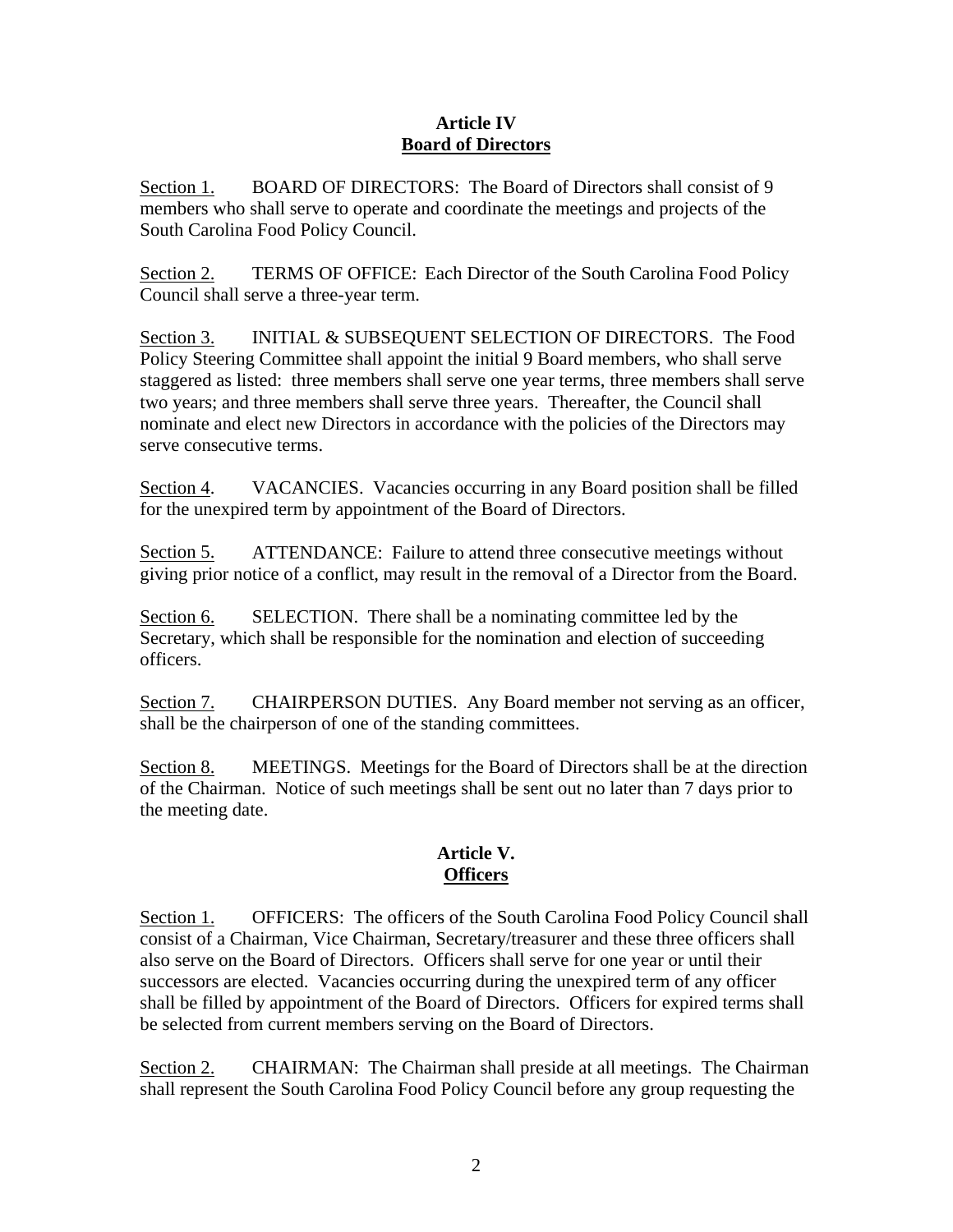## Article IV
## Board of Directors

Section 1. BOARD OF DIRECTORS: The Board of Directors shall consist of 9 members who shall serve to operate and coordinate the meetings and projects of the South Carolina Food Policy Council.

Section 2. TERMS OF OFFICE: Each Director of the South Carolina Food Policy Council shall serve a three-year term.

Section 3. INITIAL & SUBSEQUENT SELECTION OF DIRECTORS. The Food Policy Steering Committee shall appoint the initial 9 Board members, who shall serve staggered as listed: three members shall serve one year terms, three members shall serve two years; and three members shall serve three years. Thereafter, the Council shall nominate and elect new Directors in accordance with the policies of the Directors may serve consecutive terms.

Section 4. VACANCIES. Vacancies occurring in any Board position shall be filled for the unexpired term by appointment of the Board of Directors.

Section 5. ATTENDANCE: Failure to attend three consecutive meetings without giving prior notice of a conflict, may result in the removal of a Director from the Board.

Section 6. SELECTION. There shall be a nominating committee led by the Secretary, which shall be responsible for the nomination and election of succeeding officers.

Section 7. CHAIRPERSON DUTIES. Any Board member not serving as an officer, shall be the chairperson of one of the standing committees.

Section 8. MEETINGS. Meetings for the Board of Directors shall be at the direction of the Chairman. Notice of such meetings shall be sent out no later than 7 days prior to the meeting date.

## Article V.
## Officers

Section 1. OFFICERS: The officers of the South Carolina Food Policy Council shall consist of a Chairman, Vice Chairman, Secretary/treasurer and these three officers shall also serve on the Board of Directors. Officers shall serve for one year or until their successors are elected. Vacancies occurring during the unexpired term of any officer shall be filled by appointment of the Board of Directors. Officers for expired terms shall be selected from current members serving on the Board of Directors.

Section 2. CHAIRMAN: The Chairman shall preside at all meetings. The Chairman shall represent the South Carolina Food Policy Council before any group requesting the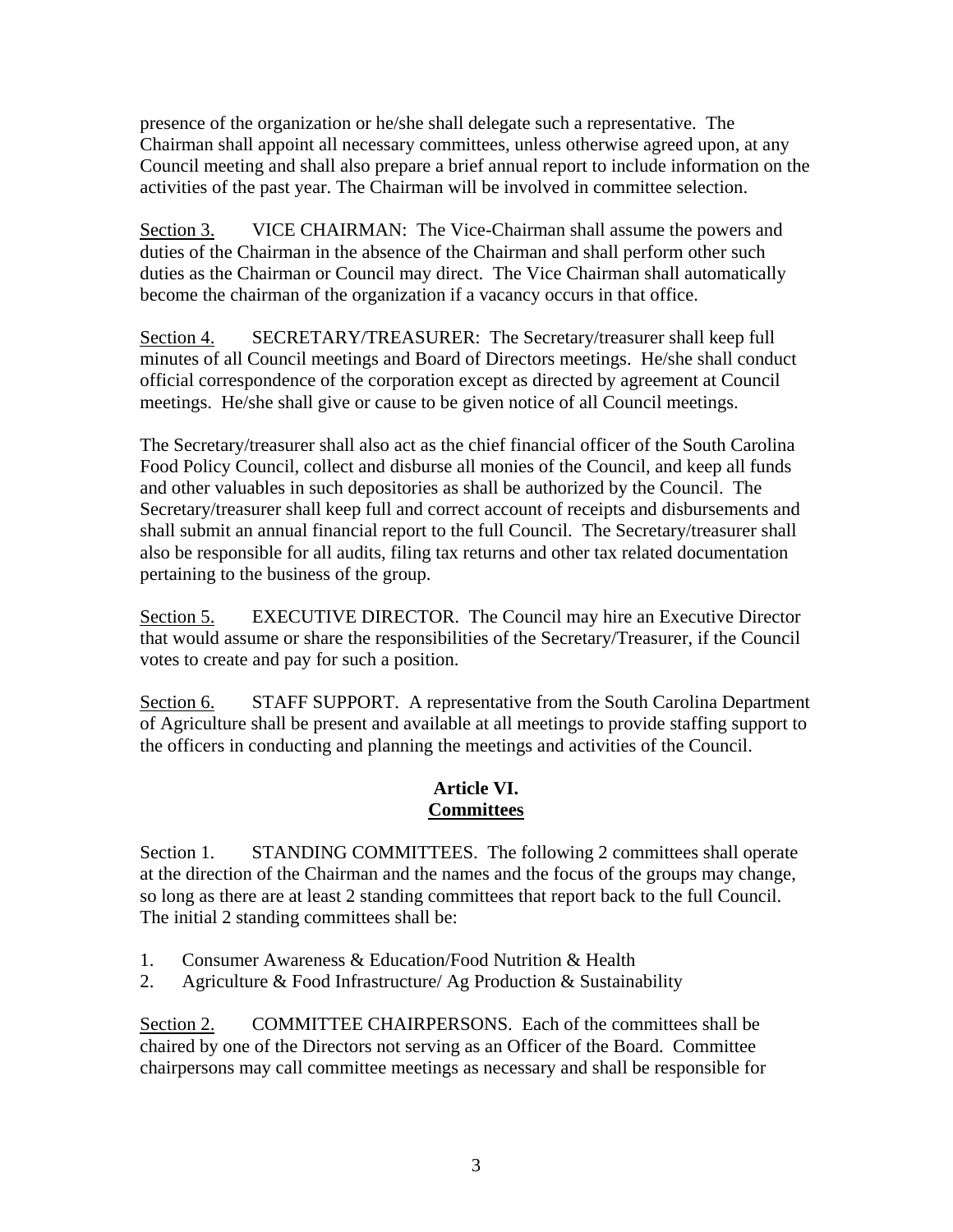presence of the organization or he/she shall delegate such a representative. The Chairman shall appoint all necessary committees, unless otherwise agreed upon, at any Council meeting and shall also prepare a brief annual report to include information on the activities of the past year. The Chairman will be involved in committee selection.

<u>Section 3.</u> VICE CHAIRMAN: The Vice-Chairman shall assume the powers and duties of the Chairman in the absence of the Chairman and shall perform other such duties as the Chairman or Council may direct. The Vice Chairman shall automatically become the chairman of the organization if a vacancy occurs in that office.

<u>Section 4.</u> SECRETARY/TREASURER: The Secretary/treasurer shall keep full minutes of all Council meetings and Board of Directors meetings. He/she shall conduct official correspondence of the corporation except as directed by agreement at Council meetings. He/she shall give or cause to be given notice of all Council meetings.

The Secretary/treasurer shall also act as the chief financial officer of the South Carolina Food Policy Council, collect and disburse all monies of the Council, and keep all funds and other valuables in such depositories as shall be authorized by the Council. The Secretary/treasurer shall keep full and correct account of receipts and disbursements and shall submit an annual financial report to the full Council. The Secretary/treasurer shall also be responsible for all audits, filing tax returns and other tax related documentation pertaining to the business of the group.

<u>Section 5.</u> EXECUTIVE DIRECTOR. The Council may hire an Executive Director that would assume or share the responsibilities of the Secretary/Treasurer, if the Council votes to create and pay for such a position.

<u>Section 6.</u> STAFF SUPPORT. A representative from the South Carolina Department of Agriculture shall be present and available at all meetings to provide staffing support to the officers in conducting and planning the meetings and activities of the Council.

## Article VI.
## <u>Committees</u>

Section 1. STANDING COMMITTEES. The following 2 committees shall operate at the direction of the Chairman and the names and the focus of the groups may change, so long as there are at least 2 standing committees that report back to the full Council. The initial 2 standing committees shall be:

1. Consumer Awareness & Education/Food Nutrition & Health
2. Agriculture & Food Infrastructure/ Ag Production & Sustainability

<u>Section 2.</u> COMMITTEE CHAIRPERSONS. Each of the committees shall be chaired by one of the Directors not serving as an Officer of the Board. Committee chairpersons may call committee meetings as necessary and shall be responsible for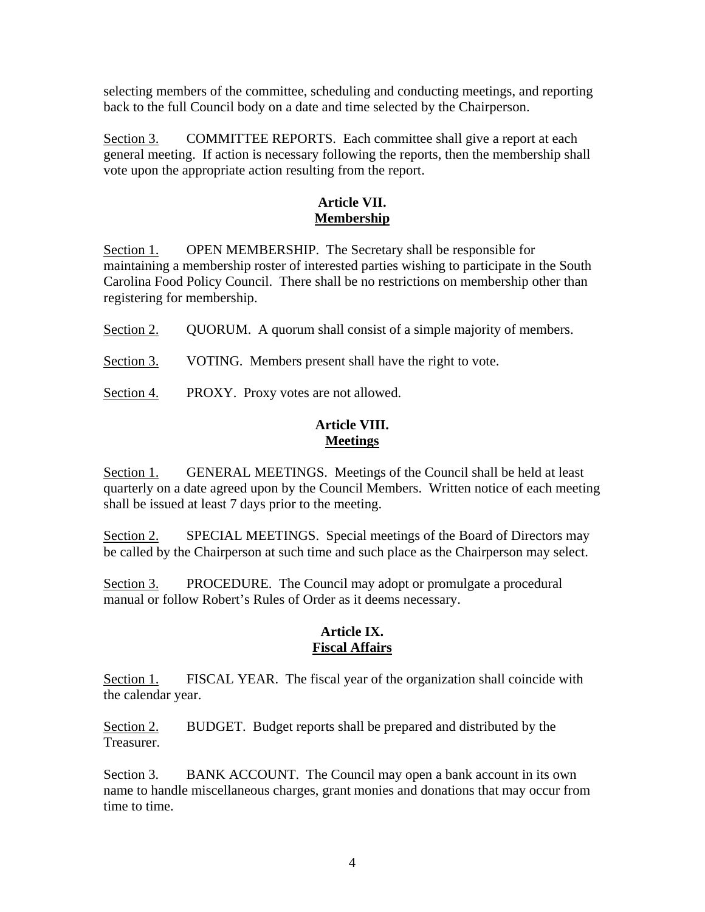selecting members of the committee, scheduling and conducting meetings, and reporting back to the full Council body on a date and time selected by the Chairperson.

Section 3. COMMITTEE REPORTS. Each committee shall give a report at each general meeting. If action is necessary following the reports, then the membership shall vote upon the appropriate action resulting from the report.

## Article VII.
## Membership

Section 1. OPEN MEMBERSHIP. The Secretary shall be responsible for maintaining a membership roster of interested parties wishing to participate in the South Carolina Food Policy Council. There shall be no restrictions on membership other than registering for membership.

Section 2. QUORUM. A quorum shall consist of a simple majority of members.

Section 3. VOTING. Members present shall have the right to vote.

Section 4. PROXY. Proxy votes are not allowed.

## Article VIII.
## Meetings

Section 1. GENERAL MEETINGS. Meetings of the Council shall be held at least quarterly on a date agreed upon by the Council Members. Written notice of each meeting shall be issued at least 7 days prior to the meeting.

Section 2. SPECIAL MEETINGS. Special meetings of the Board of Directors may be called by the Chairperson at such time and such place as the Chairperson may select.

Section 3. PROCEDURE. The Council may adopt or promulgate a procedural manual or follow Robert's Rules of Order as it deems necessary.

## Article IX.
## Fiscal Affairs

Section 1. FISCAL YEAR. The fiscal year of the organization shall coincide with the calendar year.

Section 2. BUDGET. Budget reports shall be prepared and distributed by the Treasurer.

Section 3. BANK ACCOUNT. The Council may open a bank account in its own name to handle miscellaneous charges, grant monies and donations that may occur from time to time.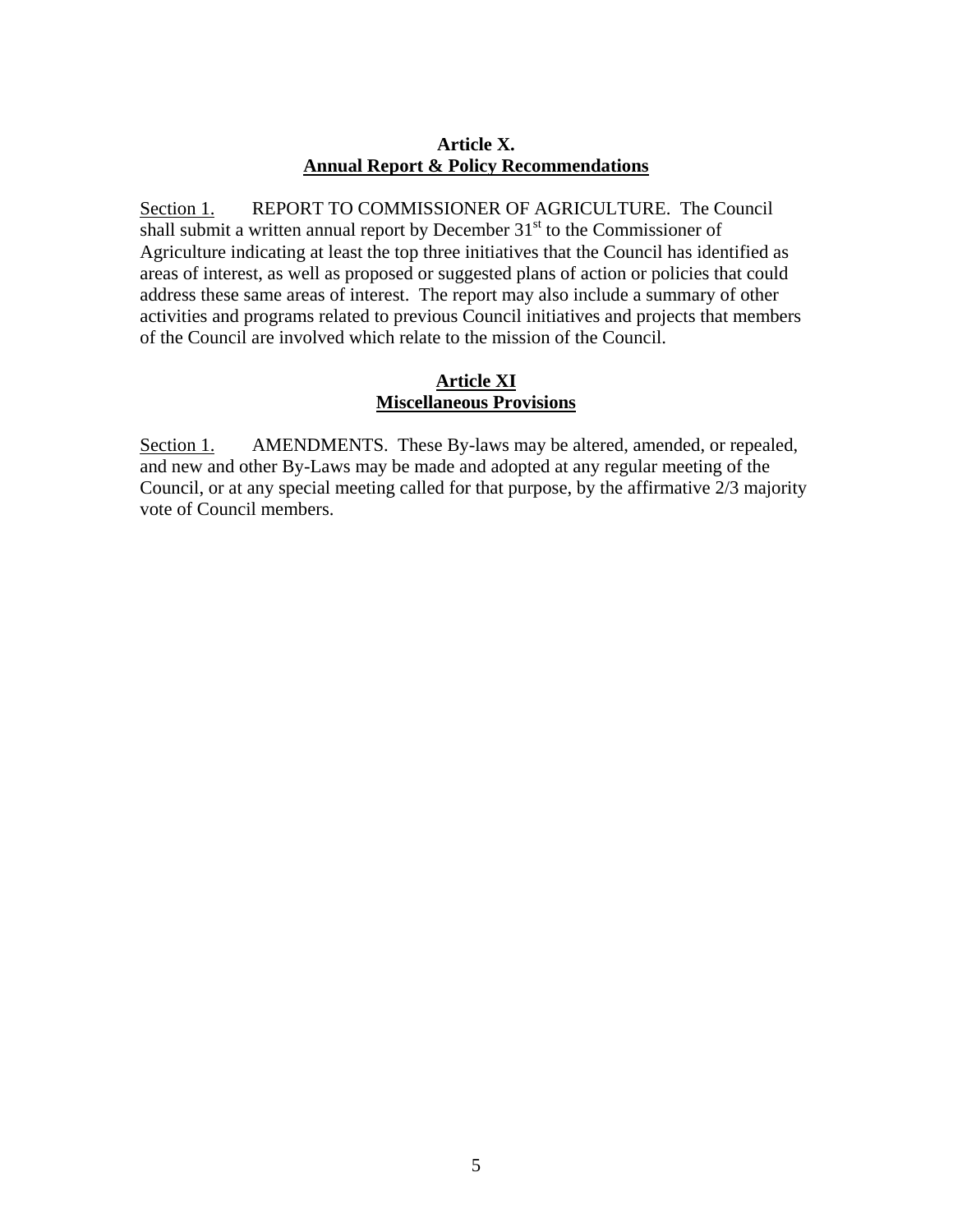## Article X.
## Annual Report & Policy Recommendations

Section 1. REPORT TO COMMISSIONER OF AGRICULTURE. The Council shall submit a written annual report by December 31st to the Commissioner of Agriculture indicating at least the top three initiatives that the Council has identified as areas of interest, as well as proposed or suggested plans of action or policies that could address these same areas of interest. The report may also include a summary of other activities and programs related to previous Council initiatives and projects that members of the Council are involved which relate to the mission of the Council.

## Article XI
## Miscellaneous Provisions

Section 1. AMENDMENTS. These By-laws may be altered, amended, or repealed, and new and other By-Laws may be made and adopted at any regular meeting of the Council, or at any special meeting called for that purpose, by the affirmative 2/3 majority vote of Council members.